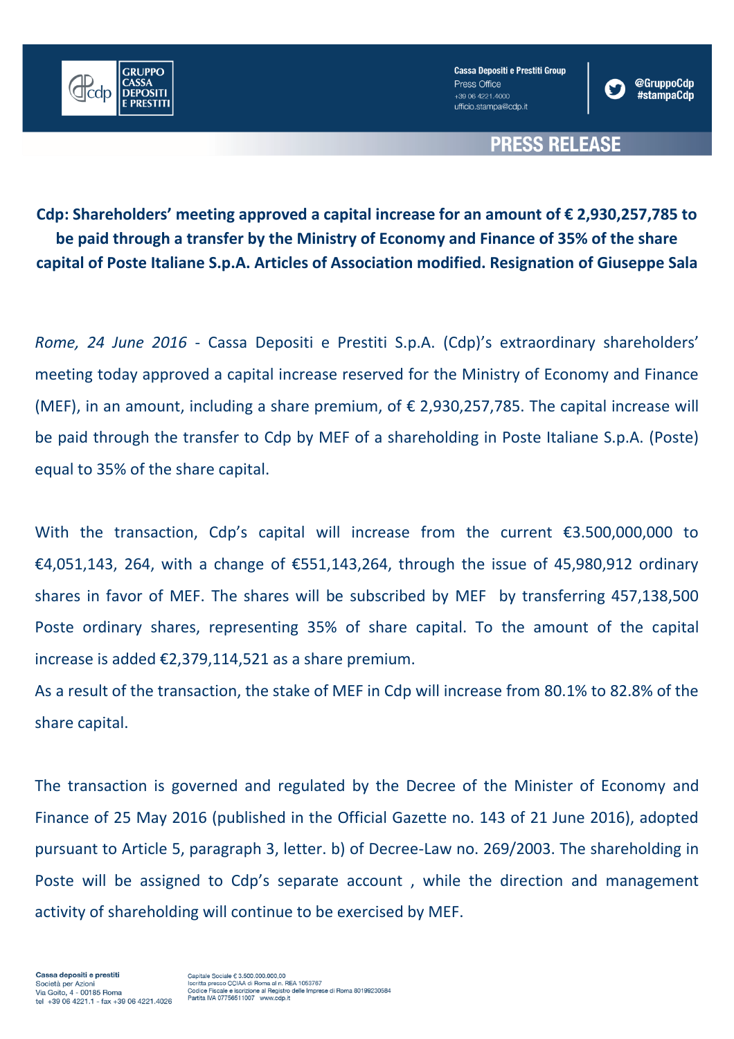Cassa Depositi e Prestiti Group
Press Office
+39 06 4221.4000
ufficio.stampa@cdp.it

@GruppoCdp
#stampaCdp

**PRESS RELEASE**

**Cdp: Shareholders' meeting approved a capital increase for an amount of € 2,930,257,785 to be paid through a transfer by the Ministry of Economy and Finance of 35% of the share capital of Poste Italiane S.p.A. Articles of Association modified. Resignation of Giuseppe Sala**

*Rome, 24 June 2016* - Cassa Depositi e Prestiti S.p.A. (Cdp)'s extraordinary shareholders' meeting today approved a capital increase reserved for the Ministry of Economy and Finance (MEF), in an amount, including a share premium, of € 2,930,257,785. The capital increase will be paid through the transfer to Cdp by MEF of a shareholding in Poste Italiane S.p.A. (Poste) equal to 35% of the share capital.

With the transaction, Cdp's capital will increase from the current €3.500,000,000 to €4,051,143, 264, with a change of €551,143,264, through the issue of 45,980,912 ordinary shares in favor of MEF. The shares will be subscribed by MEF by transferring 457,138,500 Poste ordinary shares, representing 35% of share capital. To the amount of the capital increase is added €2,379,114,521 as a share premium.
As a result of the transaction, the stake of MEF in Cdp will increase from 80.1% to 82.8% of the share capital.

The transaction is governed and regulated by the Decree of the Minister of Economy and Finance of 25 May 2016 (published in the Official Gazette no. 143 of 21 June 2016), adopted pursuant to Article 5, paragraph 3, letter. b) of Decree-Law no. 269/2003. The shareholding in Poste will be assigned to Cdp's separate account , while the direction and management activity of shareholding will continue to be exercised by MEF.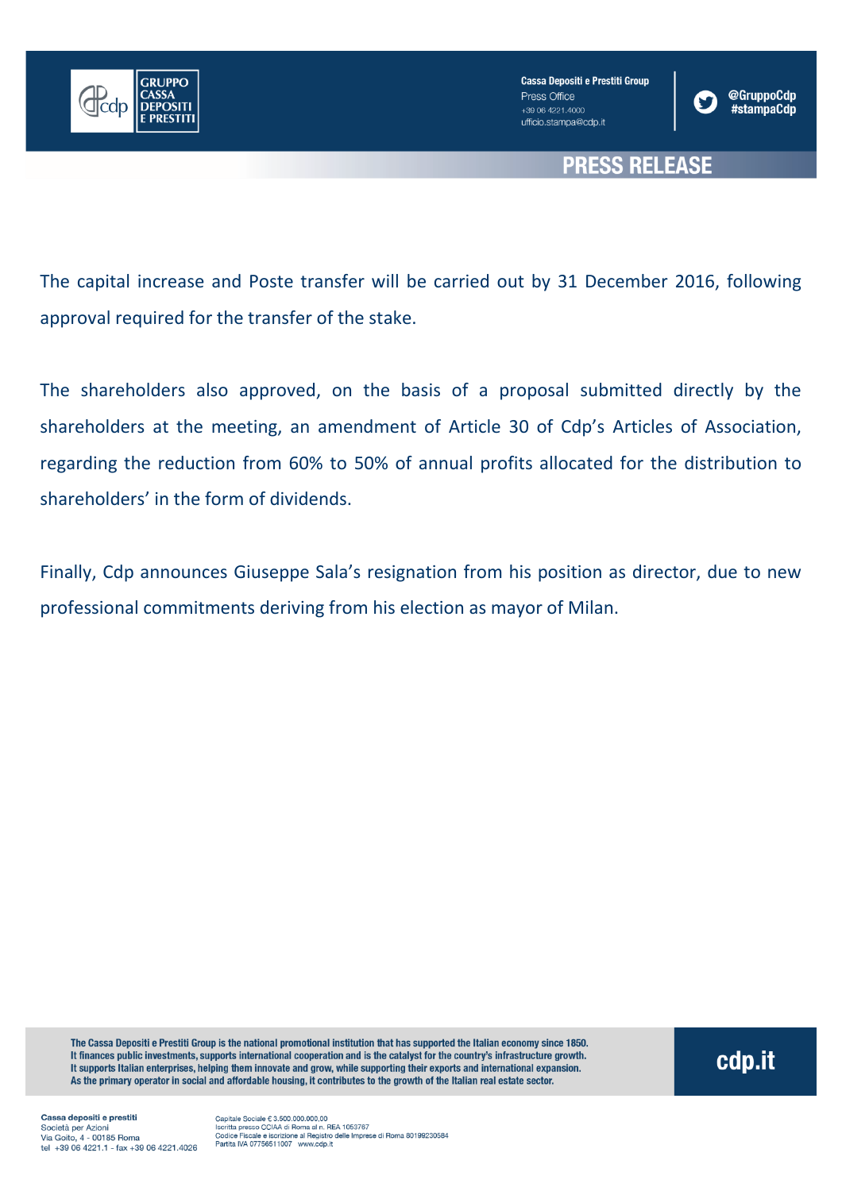The capital increase and Poste transfer will be carried out by 31 December 2016, following approval required for the transfer of the stake.

The shareholders also approved, on the basis of a proposal submitted directly by the shareholders at the meeting, an amendment of Article 30 of Cdp's Articles of Association, regarding the reduction from 60% to 50% of annual profits allocated for the distribution to shareholders' in the form of dividends.

Finally, Cdp announces Giuseppe Sala's resignation from his position as director, due to new professional commitments deriving from his election as mayor of Milan.